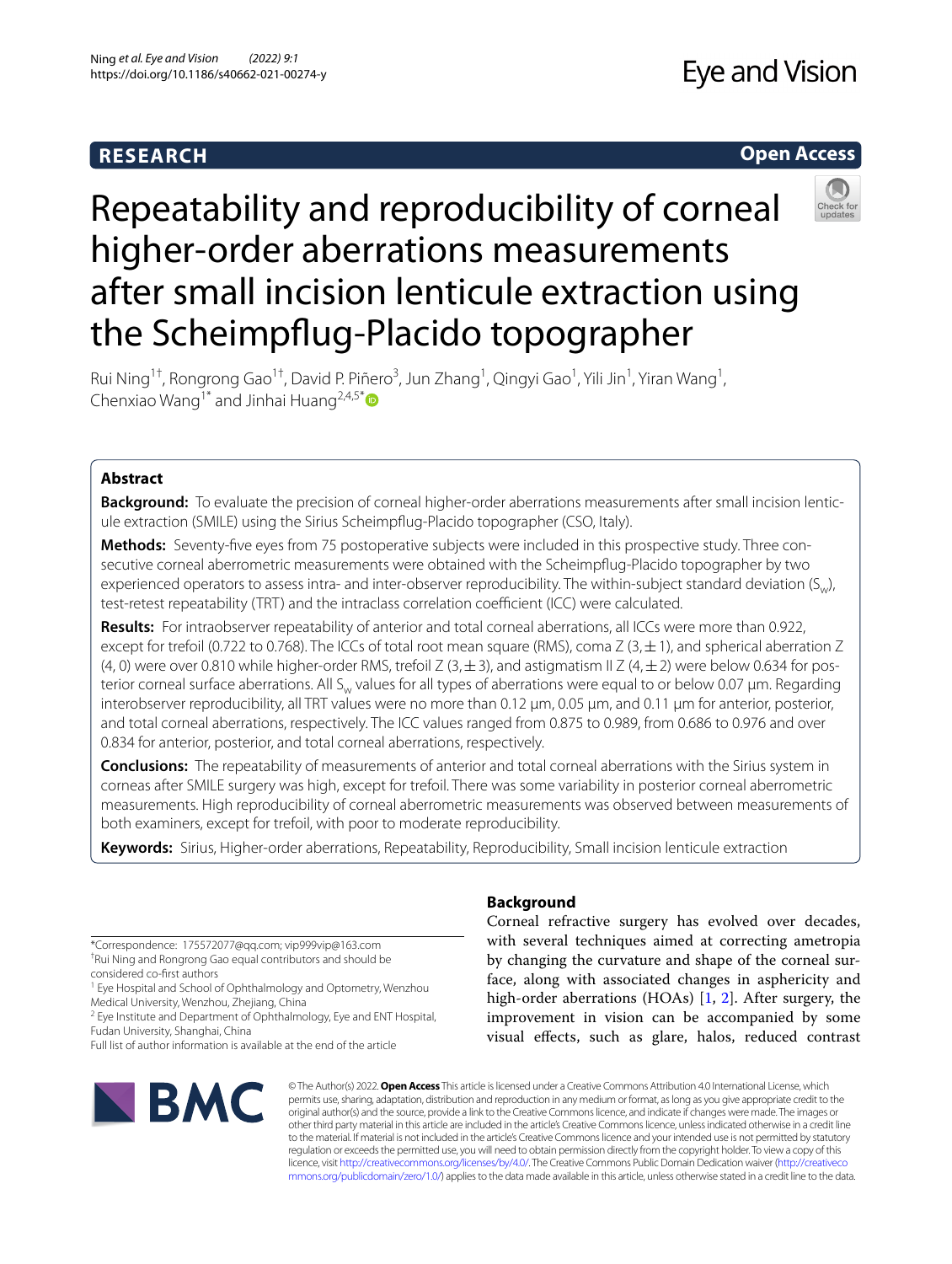RESEARCH

Open Access

# Repeatability and reproducibility of corneal higher-order aberrations measurements after small incision lenticule extraction using the Scheimpflug-Placido topographer

Rui Ning[1†], Rongrong Gao[1†], David P. Piñero[3], Jun Zhang[1], Qingyi Gao[1], Yili Jin[1], Yiran Wang[1], Chenxiao Wang[1*] and Jinhai Huang[2,4,5*]

## Abstract

**Background:** To evaluate the precision of corneal higher-order aberrations measurements after small incision lenticule extraction (SMILE) using the Sirius Scheimpflug-Placido topographer (CSO, Italy).

**Methods:** Seventy-five eyes from 75 postoperative subjects were included in this prospective study. Three consecutive corneal aberrometric measurements were obtained with the Scheimpflug-Placido topographer by two experienced operators to assess intra- and inter-observer reproducibility. The within-subject standard deviation ($S_w$), test-retest repeatability (TRT) and the intraclass correlation coefficient (ICC) were calculated.

**Results:** For intraobserver repeatability of anterior and total corneal aberrations, all ICCs were more than 0.922, except for trefoil (0.722 to 0.768). The ICCs of total root mean square (RMS), coma Z (3, ±1), and spherical aberration Z (4, 0) were over 0.810 while higher-order RMS, trefoil Z (3, ±3), and astigmatism II Z (4, ±2) were below 0.634 for posterior corneal surface aberrations. All $S_w$ values for all types of aberrations were equal to or below 0.07 µm. Regarding interobserver reproducibility, all TRT values were no more than 0.12 µm, 0.05 µm, and 0.11 µm for anterior, posterior, and total corneal aberrations, respectively. The ICC values ranged from 0.875 to 0.989, from 0.686 to 0.976 and over 0.834 for anterior, posterior, and total corneal aberrations, respectively.

**Conclusions:** The repeatability of measurements of anterior and total corneal aberrations with the Sirius system in corneas after SMILE surgery was high, except for trefoil. There was some variability in posterior corneal aberrometric measurements. High reproducibility of corneal aberrometric measurements was observed between measurements of both examiners, except for trefoil, with poor to moderate reproducibility.

**Keywords:** Sirius, Higher-order aberrations, Repeatability, Reproducibility, Small incision lenticule extraction

## Background

Corneal refractive surgery has evolved over decades, with several techniques aimed at correcting ametropia by changing the curvature and shape of the corneal surface, along with associated changes in asphericity and high-order aberrations (HOAs) [1, 2]. After surgery, the improvement in vision can be accompanied by some visual effects, such as glare, halos, reduced contrast

*Correspondence: 175572077@qq.com; vip999vip@163.com

†Rui Ning and Rongrong Gao equal contributors and should be considered co-first authors

[1] Eye Hospital and School of Ophthalmology and Optometry, Wenzhou Medical University, Wenzhou, Zhejiang, China

[2] Eye Institute and Department of Ophthalmology, Eye and ENT Hospital, Fudan University, Shanghai, China

Full list of author information is available at the end of the article

© The Author(s) 2022. **Open Access** This article is licensed under a Creative Commons Attribution 4.0 International License, which permits use, sharing, adaptation, distribution and reproduction in any medium or format, as long as you give appropriate credit to the original author(s) and the source, provide a link to the Creative Commons licence, and indicate if changes were made. The images or other third party material in this article are included in the article's Creative Commons licence, unless indicated otherwise in a credit line to the material. If material is not included in the article's Creative Commons licence and your intended use is not permitted by statutory regulation or exceeds the permitted use, you will need to obtain permission directly from the copyright holder. To view a copy of this licence, visit http://creativecommons.org/licenses/by/4.0/. The Creative Commons Public Domain Dedication waiver (http://creativecommons.org/publicdomain/zero/1.0/) applies to the data made available in this article, unless otherwise stated in a credit line to the data.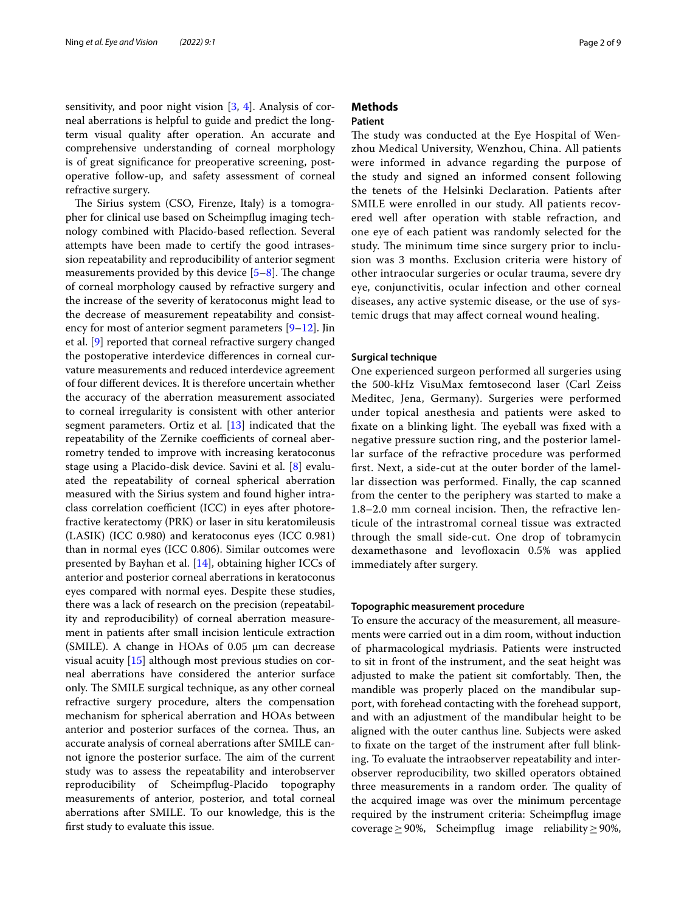sensitivity, and poor night vision [3, 4]. Analysis of corneal aberrations is helpful to guide and predict the long-term visual quality after operation. An accurate and comprehensive understanding of corneal morphology is of great significance for preoperative screening, postoperative follow-up, and safety assessment of corneal refractive surgery.

The Sirius system (CSO, Firenze, Italy) is a tomographer for clinical use based on Scheimpflug imaging technology combined with Placido-based reflection. Several attempts have been made to certify the good intrasession repeatability and reproducibility of anterior segment measurements provided by this device [5–8]. The change of corneal morphology caused by refractive surgery and the increase of the severity of keratoconus might lead to the decrease of measurement repeatability and consistency for most of anterior segment parameters [9–12]. Jin et al. [9] reported that corneal refractive surgery changed the postoperative interdevice differences in corneal curvature measurements and reduced interdevice agreement of four different devices. It is therefore uncertain whether the accuracy of the aberration measurement associated to corneal irregularity is consistent with other anterior segment parameters. Ortiz et al. [13] indicated that the repeatability of the Zernike coefficients of corneal aberrometry tended to improve with increasing keratoconus stage using a Placido-disk device. Savini et al. [8] evaluated the repeatability of corneal spherical aberration measured with the Sirius system and found higher intraclass correlation coefficient (ICC) in eyes after photorefractive keratectomy (PRK) or laser in situ keratomileusis (LASIK) (ICC 0.980) and keratoconus eyes (ICC 0.981) than in normal eyes (ICC 0.806). Similar outcomes were presented by Bayhan et al. [14], obtaining higher ICCs of anterior and posterior corneal aberrations in keratoconus eyes compared with normal eyes. Despite these studies, there was a lack of research on the precision (repeatability and reproducibility) of corneal aberration measurement in patients after small incision lenticule extraction (SMILE). A change in HOAs of 0.05 μm can decrease visual acuity [15] although most previous studies on corneal aberrations have considered the anterior surface only. The SMILE surgical technique, as any other corneal refractive surgery procedure, alters the compensation mechanism for spherical aberration and HOAs between anterior and posterior surfaces of the cornea. Thus, an accurate analysis of corneal aberrations after SMILE cannot ignore the posterior surface. The aim of the current study was to assess the repeatability and interobserver reproducibility of Scheimpflug-Placido topography measurements of anterior, posterior, and total corneal aberrations after SMILE. To our knowledge, this is the first study to evaluate this issue.

## Methods

### Patient

The study was conducted at the Eye Hospital of Wenzhou Medical University, Wenzhou, China. All patients were informed in advance regarding the purpose of the study and signed an informed consent following the tenets of the Helsinki Declaration. Patients after SMILE were enrolled in our study. All patients recovered well after operation with stable refraction, and one eye of each patient was randomly selected for the study. The minimum time since surgery prior to inclusion was 3 months. Exclusion criteria were history of other intraocular surgeries or ocular trauma, severe dry eye, conjunctivitis, ocular infection and other corneal diseases, any active systemic disease, or the use of systemic drugs that may affect corneal wound healing.

### Surgical technique

One experienced surgeon performed all surgeries using the 500-kHz VisuMax femtosecond laser (Carl Zeiss Meditec, Jena, Germany). Surgeries were performed under topical anesthesia and patients were asked to fixate on a blinking light. The eyeball was fixed with a negative pressure suction ring, and the posterior lamellar surface of the refractive procedure was performed first. Next, a side-cut at the outer border of the lamellar dissection was performed. Finally, the cap scanned from the center to the periphery was started to make a 1.8–2.0 mm corneal incision. Then, the refractive lenticule of the intrastromal corneal tissue was extracted through the small side-cut. One drop of tobramycin dexamethasone and levofloxacin 0.5% was applied immediately after surgery.

### Topographic measurement procedure

To ensure the accuracy of the measurement, all measurements were carried out in a dim room, without induction of pharmacological mydriasis. Patients were instructed to sit in front of the instrument, and the seat height was adjusted to make the patient sit comfortably. Then, the mandible was properly placed on the mandibular support, with forehead contacting with the forehead support, and with an adjustment of the mandibular height to be aligned with the outer canthus line. Subjects were asked to fixate on the target of the instrument after full blinking. To evaluate the intraobserver repeatability and interobserver reproducibility, two skilled operators obtained three measurements in a random order. The quality of the acquired image was over the minimum percentage required by the instrument criteria: Scheimpflug image coverage ≥ 90%, Scheimpflug image reliability ≥ 90%,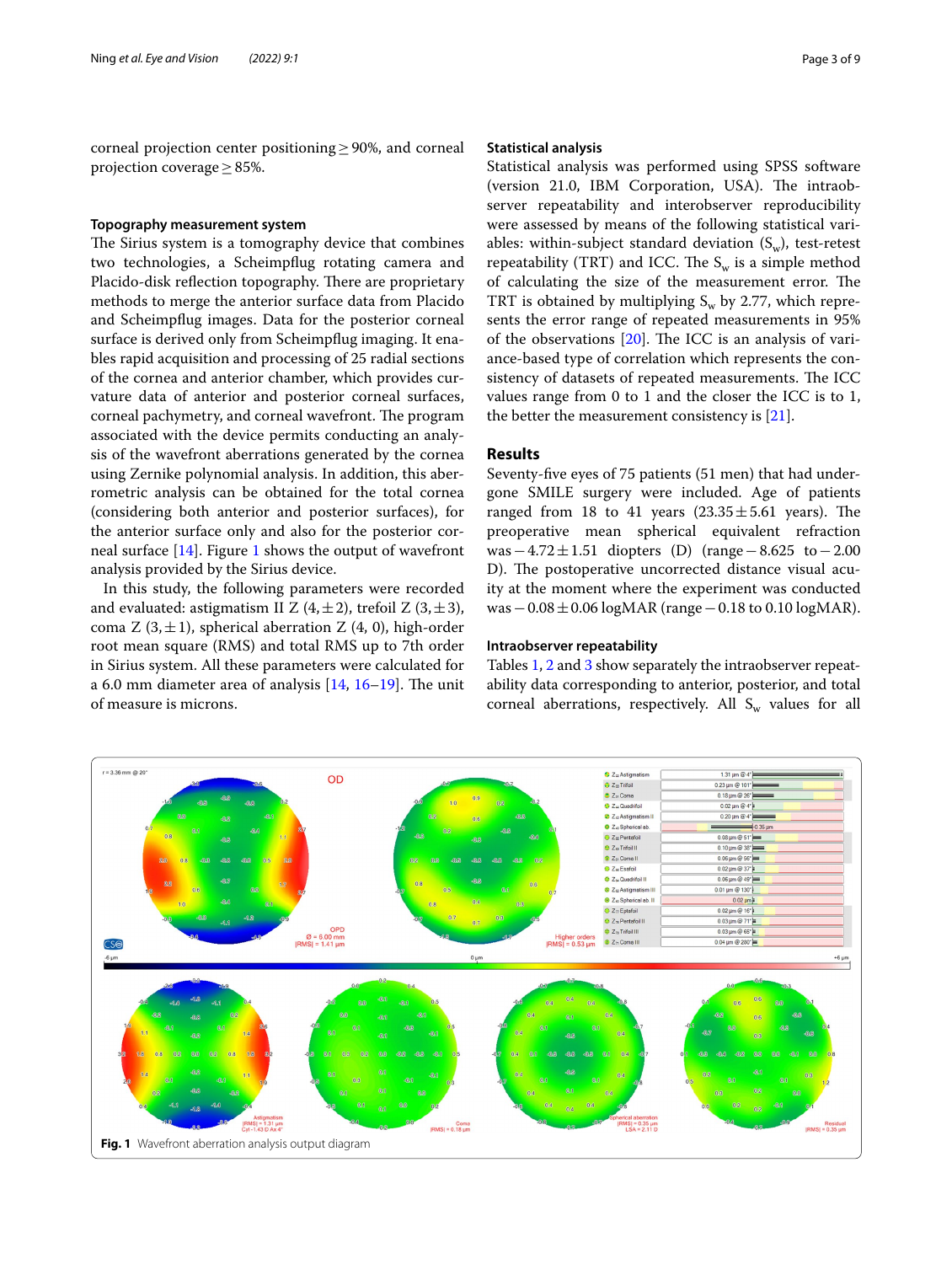corneal projection center positioning ≥ 90%, and corneal projection coverage ≥ 85%.

### Topography measurement system

The Sirius system is a tomography device that combines two technologies, a Scheimpflug rotating camera and Placido-disk reflection topography. There are proprietary methods to merge the anterior surface data from Placido and Scheimpflug images. Data for the posterior corneal surface is derived only from Scheimpflug imaging. It enables rapid acquisition and processing of 25 radial sections of the cornea and anterior chamber, which provides curvature data of anterior and posterior corneal surfaces, corneal pachymetry, and corneal wavefront. The program associated with the device permits conducting an analysis of the wavefront aberrations generated by the cornea using Zernike polynomial analysis. In addition, this aberrometric analysis can be obtained for the total cornea (considering both anterior and posterior surfaces), for the anterior surface only and also for the posterior corneal surface [14]. Figure 1 shows the output of wavefront analysis provided by the Sirius device.

In this study, the following parameters were recorded and evaluated: astigmatism II Z (4, ± 2), trefoil Z (3, ± 3), coma Z (3, ± 1), spherical aberration Z (4, 0), high-order root mean square (RMS) and total RMS up to 7th order in Sirius system. All these parameters were calculated for a 6.0 mm diameter area of analysis [14, 16–19]. The unit of measure is microns.

### Statistical analysis

Statistical analysis was performed using SPSS software (version 21.0, IBM Corporation, USA). The intraobserver repeatability and interobserver reproducibility were assessed by means of the following statistical variables: within-subject standard deviation ($S_w$), test-retest repeatability (TRT) and ICC. The $S_w$ is a simple method of calculating the size of the measurement error. The TRT is obtained by multiplying $S_w$ by 2.77, which represents the error range of repeated measurements in 95% of the observations [20]. The ICC is an analysis of variance-based type of correlation which represents the consistency of datasets of repeated measurements. The ICC values range from 0 to 1 and the closer the ICC is to 1, the better the measurement consistency is [21].

## Results

Seventy-five eyes of 75 patients (51 men) that had undergone SMILE surgery were included. Age of patients ranged from 18 to 41 years (23.35 ± 5.61 years). The preoperative mean spherical equivalent refraction was − 4.72 ± 1.51 diopters (D) (range − 8.625 to − 2.00 D). The postoperative uncorrected distance visual acuity at the moment where the experiment was conducted was − 0.08 ± 0.06 logMAR (range − 0.18 to 0.10 logMAR).

### Intraobserver repeatability

Tables 1, 2 and 3 show separately the intraobserver repeatability data corresponding to anterior, posterior, and total corneal aberrations, respectively. All $S_w$ values for all

**Fig. 1** Wavefront aberration analysis output diagram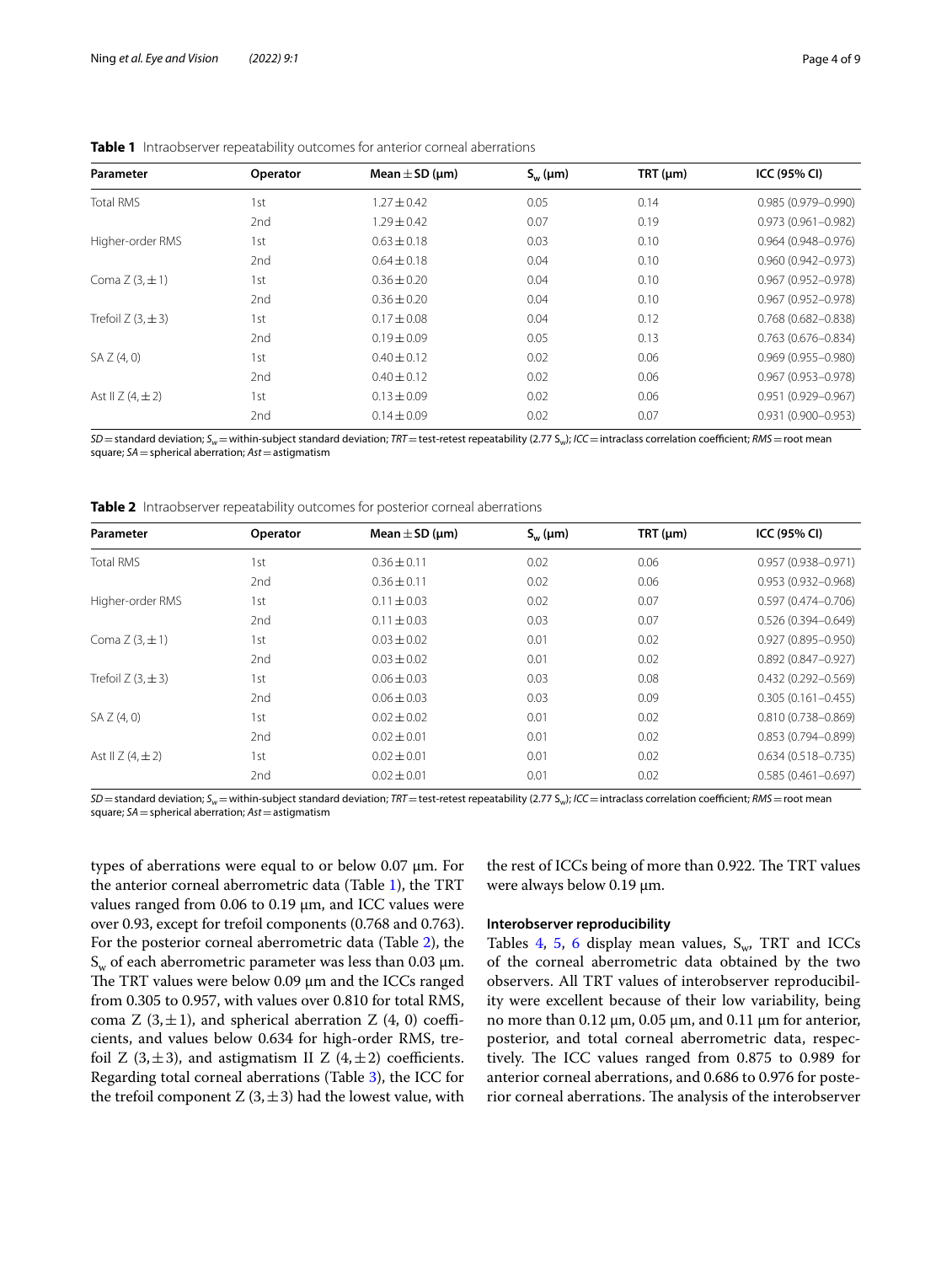**Table 1** Intraobserver repeatability outcomes for anterior corneal aberrations

| Parameter | Operator | Mean ± SD (μm) | $S_w$ (μm) | TRT (μm) | ICC (95% CI) |
|---|---|---|---|---|---|
| Total RMS | 1st | 1.27 ± 0.42 | 0.05 | 0.14 | 0.985 (0.979–0.990) |
| | 2nd | 1.29 ± 0.42 | 0.07 | 0.19 | 0.973 (0.961–0.982) |
| Higher-order RMS | 1st | 0.63 ± 0.18 | 0.03 | 0.10 | 0.964 (0.948–0.976) |
| | 2nd | 0.64 ± 0.18 | 0.04 | 0.10 | 0.960 (0.942–0.973) |
| Coma Z (3, ± 1) | 1st | 0.36 ± 0.20 | 0.04 | 0.10 | 0.967 (0.952–0.978) |
| | 2nd | 0.36 ± 0.20 | 0.04 | 0.10 | 0.967 (0.952–0.978) |
| Trefoil Z (3, ± 3) | 1st | 0.17 ± 0.08 | 0.04 | 0.12 | 0.768 (0.682–0.838) |
| | 2nd | 0.19 ± 0.09 | 0.05 | 0.13 | 0.763 (0.676–0.834) |
| SA Z (4, 0) | 1st | 0.40 ± 0.12 | 0.02 | 0.06 | 0.969 (0.955–0.980) |
| | 2nd | 0.40 ± 0.12 | 0.02 | 0.06 | 0.967 (0.953–0.978) |
| Ast II Z (4, ± 2) | 1st | 0.13 ± 0.09 | 0.02 | 0.06 | 0.951 (0.929–0.967) |
| | 2nd | 0.14 ± 0.09 | 0.02 | 0.07 | 0.931 (0.900–0.953) |

*SD* = standard deviation; $S_w$ = within-subject standard deviation; *TRT* = test-retest repeatability (2.77 $S_w$); *ICC* = intraclass correlation coefficient; *RMS* = root mean square; *SA* = spherical aberration; *Ast* = astigmatism

**Table 2** Intraobserver repeatability outcomes for posterior corneal aberrations

| Parameter | Operator | Mean ± SD (μm) | $S_w$ (μm) | TRT (μm) | ICC (95% CI) |
|---|---|---|---|---|---|
| Total RMS | 1st | 0.36 ± 0.11 | 0.02 | 0.06 | 0.957 (0.938–0.971) |
| | 2nd | 0.36 ± 0.11 | 0.02 | 0.06 | 0.953 (0.932–0.968) |
| Higher-order RMS | 1st | 0.11 ± 0.03 | 0.02 | 0.07 | 0.597 (0.474–0.706) |
| | 2nd | 0.11 ± 0.03 | 0.03 | 0.07 | 0.526 (0.394–0.649) |
| Coma Z (3, ± 1) | 1st | 0.03 ± 0.02 | 0.01 | 0.02 | 0.927 (0.895–0.950) |
| | 2nd | 0.03 ± 0.02 | 0.01 | 0.02 | 0.892 (0.847–0.927) |
| Trefoil Z (3, ± 3) | 1st | 0.06 ± 0.03 | 0.03 | 0.08 | 0.432 (0.292–0.569) |
| | 2nd | 0.06 ± 0.03 | 0.03 | 0.09 | 0.305 (0.161–0.455) |
| SA Z (4, 0) | 1st | 0.02 ± 0.02 | 0.01 | 0.02 | 0.810 (0.738–0.869) |
| | 2nd | 0.02 ± 0.01 | 0.01 | 0.02 | 0.853 (0.794–0.899) |
| Ast II Z (4, ± 2) | 1st | 0.02 ± 0.01 | 0.01 | 0.02 | 0.634 (0.518–0.735) |
| | 2nd | 0.02 ± 0.01 | 0.01 | 0.02 | 0.585 (0.461–0.697) |

*SD* = standard deviation; $S_w$ = within-subject standard deviation; *TRT* = test-retest repeatability (2.77 $S_w$); *ICC* = intraclass correlation coefficient; *RMS* = root mean square; *SA* = spherical aberration; *Ast* = astigmatism

types of aberrations were equal to or below 0.07 μm. For the anterior corneal aberrometric data (Table 1), the TRT values ranged from 0.06 to 0.19 μm, and ICC values were over 0.93, except for trefoil components (0.768 and 0.763). For the posterior corneal aberrometric data (Table 2), the $S_w$ of each aberrometric parameter was less than 0.03 μm. The TRT values were below 0.09 μm and the ICCs ranged from 0.305 to 0.957, with values over 0.810 for total RMS, coma Z (3, ± 1), and spherical aberration Z (4, 0) coefficients, and values below 0.634 for high-order RMS, trefoil Z (3, ± 3), and astigmatism II Z (4, ± 2) coefficients. Regarding total corneal aberrations (Table 3), the ICC for the trefoil component Z (3, ± 3) had the lowest value, with the rest of ICCs being of more than 0.922. The TRT values were always below 0.19 μm.

### Interobserver reproducibility

Tables 4, 5, 6 display mean values, $S_w$, TRT and ICCs of the corneal aberrometric data obtained by the two observers. All TRT values of interobserver reproducibility were excellent because of their low variability, being no more than 0.12 μm, 0.05 μm, and 0.11 μm for anterior, posterior, and total corneal aberrometric data, respectively. The ICC values ranged from 0.875 to 0.989 for anterior corneal aberrations, and 0.686 to 0.976 for posterior corneal aberrations. The analysis of the interobserver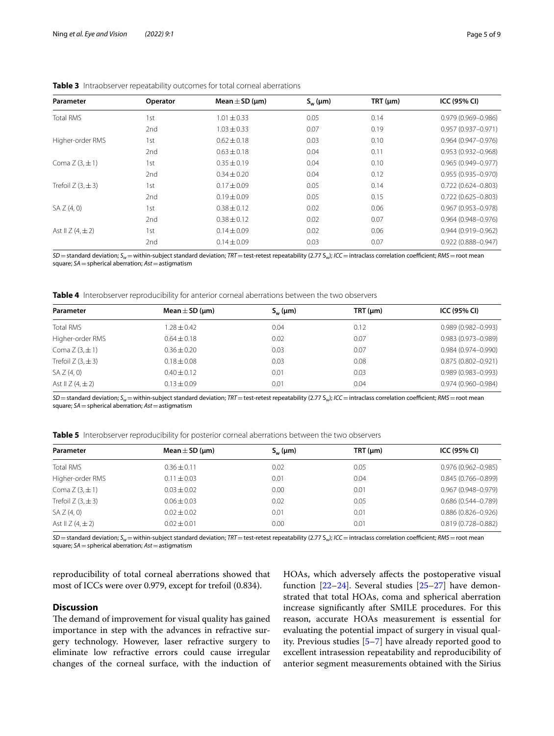**Table 3** Intraobserver repeatability outcomes for total corneal aberrations

| Parameter | Operator | Mean ± SD (μm) | $S_w$ (μm) | TRT (μm) | ICC (95% CI) |
|---|---|---|---|---|---|
| Total RMS | 1st | 1.01 ± 0.33 | 0.05 | 0.14 | 0.979 (0.969–0.986) |
| | 2nd | 1.03 ± 0.33 | 0.07 | 0.19 | 0.957 (0.937–0.971) |
| Higher-order RMS | 1st | 0.62 ± 0.18 | 0.03 | 0.10 | 0.964 (0.947–0.976) |
| | 2nd | 0.63 ± 0.18 | 0.04 | 0.11 | 0.953 (0.932–0.968) |
| Coma Z (3, ± 1) | 1st | 0.35 ± 0.19 | 0.04 | 0.10 | 0.965 (0.949–0.977) |
| | 2nd | 0.34 ± 0.20 | 0.04 | 0.12 | 0.955 (0.935–0.970) |
| Trefoil Z (3, ± 3) | 1st | 0.17 ± 0.09 | 0.05 | 0.14 | 0.722 (0.624–0.803) |
| | 2nd | 0.19 ± 0.09 | 0.05 | 0.15 | 0.722 (0.625–0.803) |
| SA Z (4, 0) | 1st | 0.38 ± 0.12 | 0.02 | 0.06 | 0.967 (0.953–0.978) |
| | 2nd | 0.38 ± 0.12 | 0.02 | 0.07 | 0.964 (0.948–0.976) |
| Ast II Z (4, ± 2) | 1st | 0.14 ± 0.09 | 0.02 | 0.06 | 0.944 (0.919–0.962) |
| | 2nd | 0.14 ± 0.09 | 0.03 | 0.07 | 0.922 (0.888–0.947) |

*SD* = standard deviation; $S_w$ = within-subject standard deviation; *TRT* = test-retest repeatability (2.77 $S_w$); *ICC* = intraclass correlation coefficient; *RMS* = root mean square; *SA* = spherical aberration; *Ast* = astigmatism

**Table 4** Interobserver reproducibility for anterior corneal aberrations between the two observers

| Parameter | Mean ± SD (μm) | $S_w$ (μm) | TRT (μm) | ICC (95% CI) |
|---|---|---|---|---|
| Total RMS | 1.28 ± 0.42 | 0.04 | 0.12 | 0.989 (0.982–0.993) |
| Higher-order RMS | 0.64 ± 0.18 | 0.02 | 0.07 | 0.983 (0.973–0.989) |
| Coma Z (3, ± 1) | 0.36 ± 0.20 | 0.03 | 0.07 | 0.984 (0.974–0.990) |
| Trefoil Z (3, ± 3) | 0.18 ± 0.08 | 0.03 | 0.08 | 0.875 (0.802–0.921) |
| SA Z (4, 0) | 0.40 ± 0.12 | 0.01 | 0.03 | 0.989 (0.983–0.993) |
| Ast II Z (4, ± 2) | 0.13 ± 0.09 | 0.01 | 0.04 | 0.974 (0.960–0.984) |

*SD* = standard deviation; $S_w$ = within-subject standard deviation; *TRT* = test-retest repeatability (2.77 $S_w$); *ICC* = intraclass correlation coefficient; *RMS* = root mean square; *SA* = spherical aberration; *Ast* = astigmatism

**Table 5** Interobserver reproducibility for posterior corneal aberrations between the two observers

| Parameter | Mean ± SD (μm) | $S_w$ (μm) | TRT (μm) | ICC (95% CI) |
|---|---|---|---|---|
| Total RMS | 0.36 ± 0.11 | 0.02 | 0.05 | 0.976 (0.962–0.985) |
| Higher-order RMS | 0.11 ± 0.03 | 0.01 | 0.04 | 0.845 (0.766–0.899) |
| Coma Z (3, ± 1) | 0.03 ± 0.02 | 0.00 | 0.01 | 0.967 (0.948–0.979) |
| Trefoil Z (3, ± 3) | 0.06 ± 0.03 | 0.02 | 0.05 | 0.686 (0.544–0.789) |
| SA Z (4, 0) | 0.02 ± 0.02 | 0.01 | 0.01 | 0.886 (0.826–0.926) |
| Ast II Z (4, ± 2) | 0.02 ± 0.01 | 0.00 | 0.01 | 0.819 (0.728–0.882) |

*SD* = standard deviation; $S_w$ = within-subject standard deviation; *TRT* = test-retest repeatability (2.77 $S_w$); *ICC* = intraclass correlation coefficient; *RMS* = root mean square; *SA* = spherical aberration; *Ast* = astigmatism

reproducibility of total corneal aberrations showed that most of ICCs were over 0.979, except for trefoil (0.834).

## Discussion

The demand of improvement for visual quality has gained importance in step with the advances in refractive surgery technology. However, laser refractive surgery to eliminate low refractive errors could cause irregular changes of the corneal surface, with the induction of HOAs, which adversely affects the postoperative visual function [22–24]. Several studies [25–27] have demonstrated that total HOAs, coma and spherical aberration increase significantly after SMILE procedures. For this reason, accurate HOAs measurement is essential for evaluating the potential impact of surgery in visual quality. Previous studies [5–7] have already reported good to excellent intrasession repeatability and reproducibility of anterior segment measurements obtained with the Sirius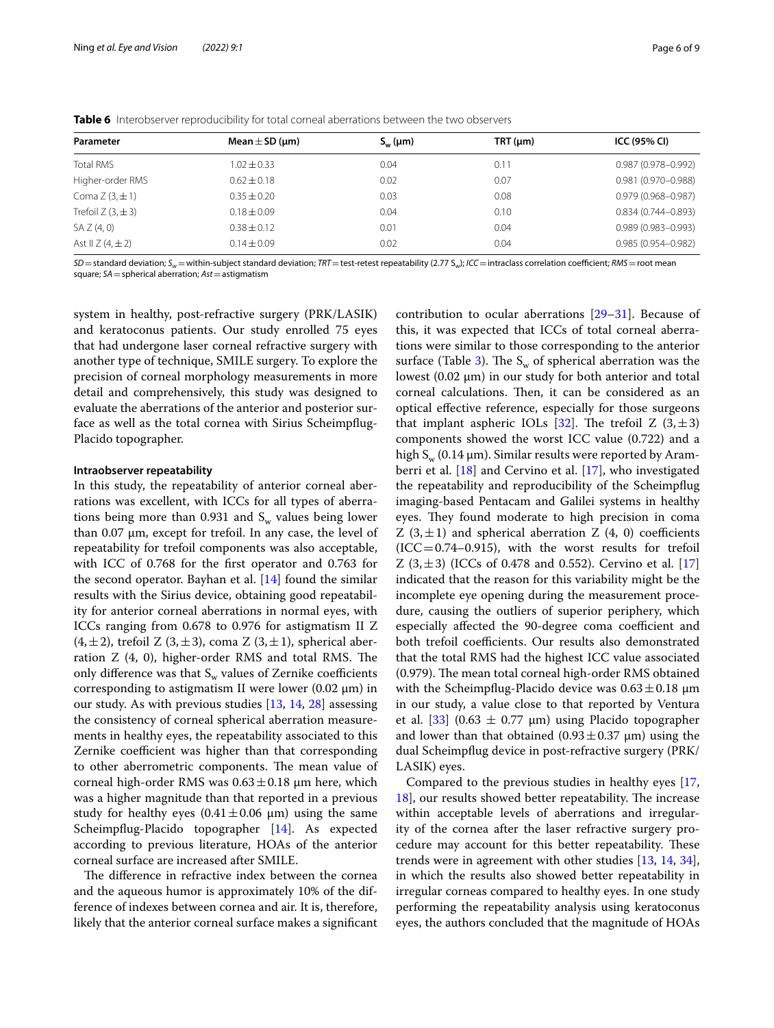**Table 6** Interobserver reproducibility for total corneal aberrations between the two observers

| Parameter | Mean ± SD (μm) | $S_w$ (μm) | TRT (μm) | ICC (95% CI) |
|---|---|---|---|---|
| Total RMS | 1.02 ± 0.33 | 0.04 | 0.11 | 0.987 (0.978–0.992) |
| Higher-order RMS | 0.62 ± 0.18 | 0.02 | 0.07 | 0.981 (0.970–0.988) |
| Coma Z (3, ± 1) | 0.35 ± 0.20 | 0.03 | 0.08 | 0.979 (0.968–0.987) |
| Trefoil Z (3, ± 3) | 0.18 ± 0.09 | 0.04 | 0.10 | 0.834 (0.744–0.893) |
| SA Z (4, 0) | 0.38 ± 0.12 | 0.01 | 0.04 | 0.989 (0.983–0.993) |
| Ast II Z (4, ± 2) | 0.14 ± 0.09 | 0.02 | 0.04 | 0.985 (0.954–0.982) |

*SD* = standard deviation; $S_w$ = within-subject standard deviation; *TRT* = test-retest repeatability (2.77 $S_w$); *ICC* = intraclass correlation coefficient; *RMS* = root mean square; *SA* = spherical aberration; *Ast* = astigmatism

system in healthy, post-refractive surgery (PRK/LASIK) and keratoconus patients. Our study enrolled 75 eyes that had undergone laser corneal refractive surgery with another type of technique, SMILE surgery. To explore the precision of corneal morphology measurements in more detail and comprehensively, this study was designed to evaluate the aberrations of the anterior and posterior surface as well as the total cornea with Sirius Scheimpflug-Placido topographer.

#### Intraobserver repeatability

In this study, the repeatability of anterior corneal aberrations was excellent, with ICCs for all types of aberrations being more than 0.931 and $S_w$ values being lower than 0.07 μm, except for trefoil. In any case, the level of repeatability for trefoil components was also acceptable, with ICC of 0.768 for the first operator and 0.763 for the second operator. Bayhan et al. [14] found the similar results with the Sirius device, obtaining good repeatability for anterior corneal aberrations in normal eyes, with ICCs ranging from 0.678 to 0.976 for astigmatism II Z (4, ± 2), trefoil Z (3, ± 3), coma Z (3, ± 1), spherical aberration Z (4, 0), higher-order RMS and total RMS. The only difference was that $S_w$ values of Zernike coefficients corresponding to astigmatism II were lower (0.02 μm) in our study. As with previous studies [13, 14, 28] assessing the consistency of corneal spherical aberration measurements in healthy eyes, the repeatability associated to this Zernike coefficient was higher than that corresponding to other aberrometric components. The mean value of corneal high-order RMS was 0.63 ± 0.18 μm here, which was a higher magnitude than that reported in a previous study for healthy eyes (0.41 ± 0.06 μm) using the same Scheimpflug-Placido topographer [14]. As expected according to previous literature, HOAs of the anterior corneal surface are increased after SMILE.

The difference in refractive index between the cornea and the aqueous humor is approximately 10% of the difference of indexes between cornea and air. It is, therefore, likely that the anterior corneal surface makes a significant contribution to ocular aberrations [29–31]. Because of this, it was expected that ICCs of total corneal aberrations were similar to those corresponding to the anterior surface (Table 3). The $S_w$ of spherical aberration was the lowest (0.02 μm) in our study for both anterior and total corneal calculations. Then, it can be considered as an optical effective reference, especially for those surgeons that implant aspheric IOLs [32]. The trefoil Z (3, ± 3) components showed the worst ICC value (0.722) and a high $S_w$ (0.14 μm). Similar results were reported by Aramberri et al. [18] and Cervino et al. [17], who investigated the repeatability and reproducibility of the Scheimpflug imaging-based Pentacam and Galilei systems in healthy eyes. They found moderate to high precision in coma Z (3, ± 1) and spherical aberration Z (4, 0) coefficients (ICC = 0.74–0.915), with the worst results for trefoil Z (3, ± 3) (ICCs of 0.478 and 0.552). Cervino et al. [17] indicated that the reason for this variability might be the incomplete eye opening during the measurement procedure, causing the outliers of superior periphery, which especially affected the 90-degree coma coefficient and both trefoil coefficients. Our results also demonstrated that the total RMS had the highest ICC value associated (0.979). The mean total corneal high-order RMS obtained with the Scheimpflug-Placido device was 0.63 ± 0.18 μm in our study, a value close to that reported by Ventura et al. [33] (0.63 ± 0.77 μm) using Placido topographer and lower than that obtained (0.93 ± 0.37 μm) using the dual Scheimpflug device in post-refractive surgery (PRK/LASIK) eyes.

Compared to the previous studies in healthy eyes [17, 18], our results showed better repeatability. The increase within acceptable levels of aberrations and irregularity of the cornea after the laser refractive surgery procedure may account for this better repeatability. These trends were in agreement with other studies [13, 14, 34], in which the results also showed better repeatability in irregular corneas compared to healthy eyes. In one study performing the repeatability analysis using keratoconus eyes, the authors concluded that the magnitude of HOAs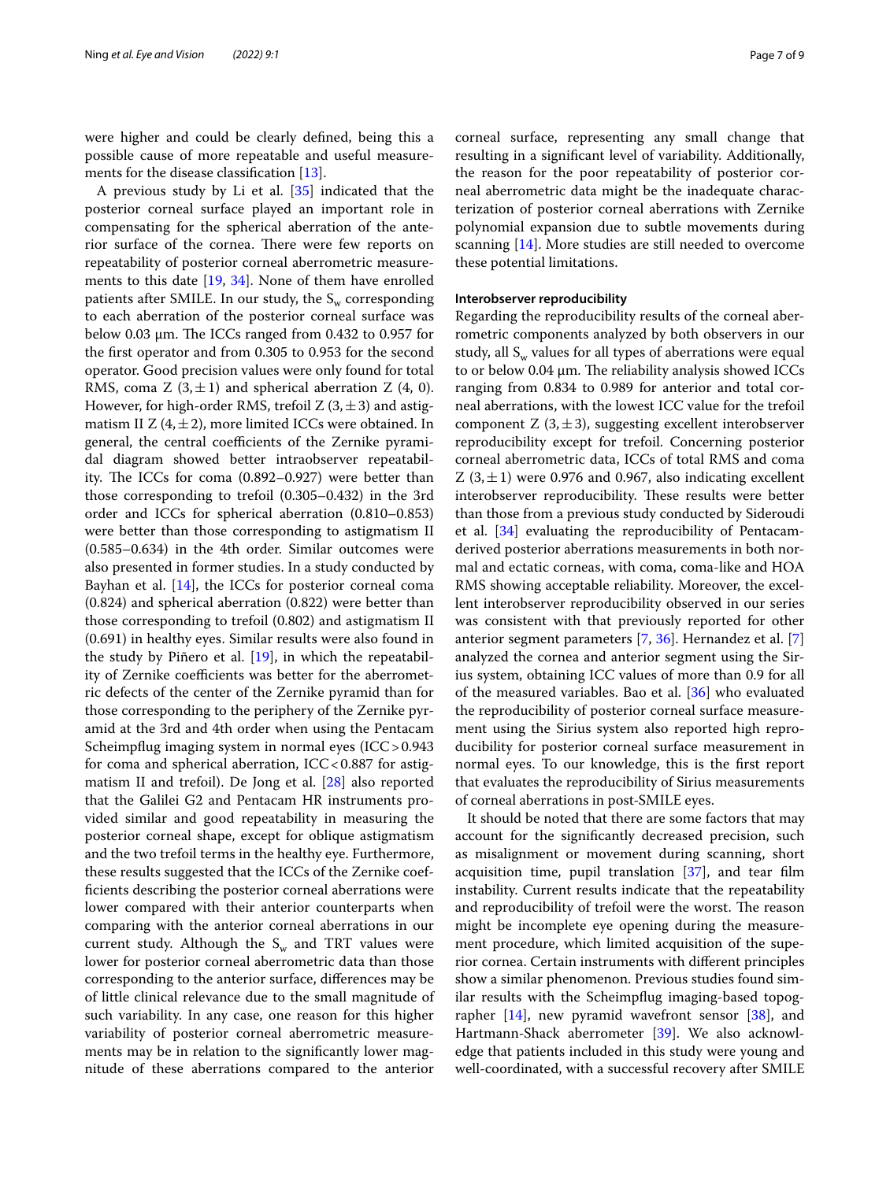were higher and could be clearly defined, being this a possible cause of more repeatable and useful measurements for the disease classification [13].

A previous study by Li et al. [35] indicated that the posterior corneal surface played an important role in compensating for the spherical aberration of the anterior surface of the cornea. There were few reports on repeatability of posterior corneal aberrometric measurements to this date [19, 34]. None of them have enrolled patients after SMILE. In our study, the $S_w$ corresponding to each aberration of the posterior corneal surface was below 0.03 µm. The ICCs ranged from 0.432 to 0.957 for the first operator and from 0.305 to 0.953 for the second operator. Good precision values were only found for total RMS, coma Z $(3, \pm1)$ and spherical aberration Z (4, 0). However, for high-order RMS, trefoil Z $(3, \pm3)$ and astigmatism II Z $(4, \pm2)$, more limited ICCs were obtained. In general, the central coefficients of the Zernike pyramidal diagram showed better intraobserver repeatability. The ICCs for coma (0.892–0.927) were better than those corresponding to trefoil (0.305–0.432) in the 3rd order and ICCs for spherical aberration (0.810–0.853) were better than those corresponding to astigmatism II (0.585–0.634) in the 4th order. Similar outcomes were also presented in former studies. In a study conducted by Bayhan et al. [14], the ICCs for posterior corneal coma (0.824) and spherical aberration (0.822) were better than those corresponding to trefoil (0.802) and astigmatism II (0.691) in healthy eyes. Similar results were also found in the study by Piñero et al. [19], in which the repeatability of Zernike coefficients was better for the aberrometric defects of the center of the Zernike pyramid than for those corresponding to the periphery of the Zernike pyramid at the 3rd and 4th order when using the Pentacam Scheimpflug imaging system in normal eyes (ICC > 0.943 for coma and spherical aberration, ICC < 0.887 for astigmatism II and trefoil). De Jong et al. [28] also reported that the Galilei G2 and Pentacam HR instruments provided similar and good repeatability in measuring the posterior corneal shape, except for oblique astigmatism and the two trefoil terms in the healthy eye. Furthermore, these results suggested that the ICCs of the Zernike coefficients describing the posterior corneal aberrations were lower compared with their anterior counterparts when comparing with the anterior corneal aberrations in our current study. Although the $S_w$ and TRT values were lower for posterior corneal aberrometric data than those corresponding to the anterior surface, differences may be of little clinical relevance due to the small magnitude of such variability. In any case, one reason for this higher variability of posterior corneal aberrometric measurements may be in relation to the significantly lower magnitude of these aberrations compared to the anterior corneal surface, representing any small change that resulting in a significant level of variability. Additionally, the reason for the poor repeatability of posterior corneal aberrometric data might be the inadequate characterization of posterior corneal aberrations with Zernike polynomial expansion due to subtle movements during scanning [14]. More studies are still needed to overcome these potential limitations.

#### Interobserver reproducibility

Regarding the reproducibility results of the corneal aberrometric components analyzed by both observers in our study, all $S_w$ values for all types of aberrations were equal to or below 0.04 µm. The reliability analysis showed ICCs ranging from 0.834 to 0.989 for anterior and total corneal aberrations, with the lowest ICC value for the trefoil component Z $(3, \pm3)$, suggesting excellent interobserver reproducibility except for trefoil. Concerning posterior corneal aberrometric data, ICCs of total RMS and coma Z $(3, \pm1)$ were 0.976 and 0.967, also indicating excellent interobserver reproducibility. These results were better than those from a previous study conducted by Sideroudi et al. [34] evaluating the reproducibility of Pentacam-derived posterior aberrations measurements in both normal and ectatic corneas, with coma, coma-like and HOA RMS showing acceptable reliability. Moreover, the excellent interobserver reproducibility observed in our series was consistent with that previously reported for other anterior segment parameters [7, 36]. Hernandez et al. [7] analyzed the cornea and anterior segment using the Sirius system, obtaining ICC values of more than 0.9 for all of the measured variables. Bao et al. [36] who evaluated the reproducibility of posterior corneal surface measurement using the Sirius system also reported high reproducibility for posterior corneal surface measurement in normal eyes. To our knowledge, this is the first report that evaluates the reproducibility of Sirius measurements of corneal aberrations in post-SMILE eyes.

It should be noted that there are some factors that may account for the significantly decreased precision, such as misalignment or movement during scanning, short acquisition time, pupil translation [37], and tear film instability. Current results indicate that the repeatability and reproducibility of trefoil were the worst. The reason might be incomplete eye opening during the measurement procedure, which limited acquisition of the superior cornea. Certain instruments with different principles show a similar phenomenon. Previous studies found similar results with the Scheimpflug imaging-based topographer [14], new pyramid wavefront sensor [38], and Hartmann-Shack aberrometer [39]. We also acknowledge that patients included in this study were young and well-coordinated, with a successful recovery after SMILE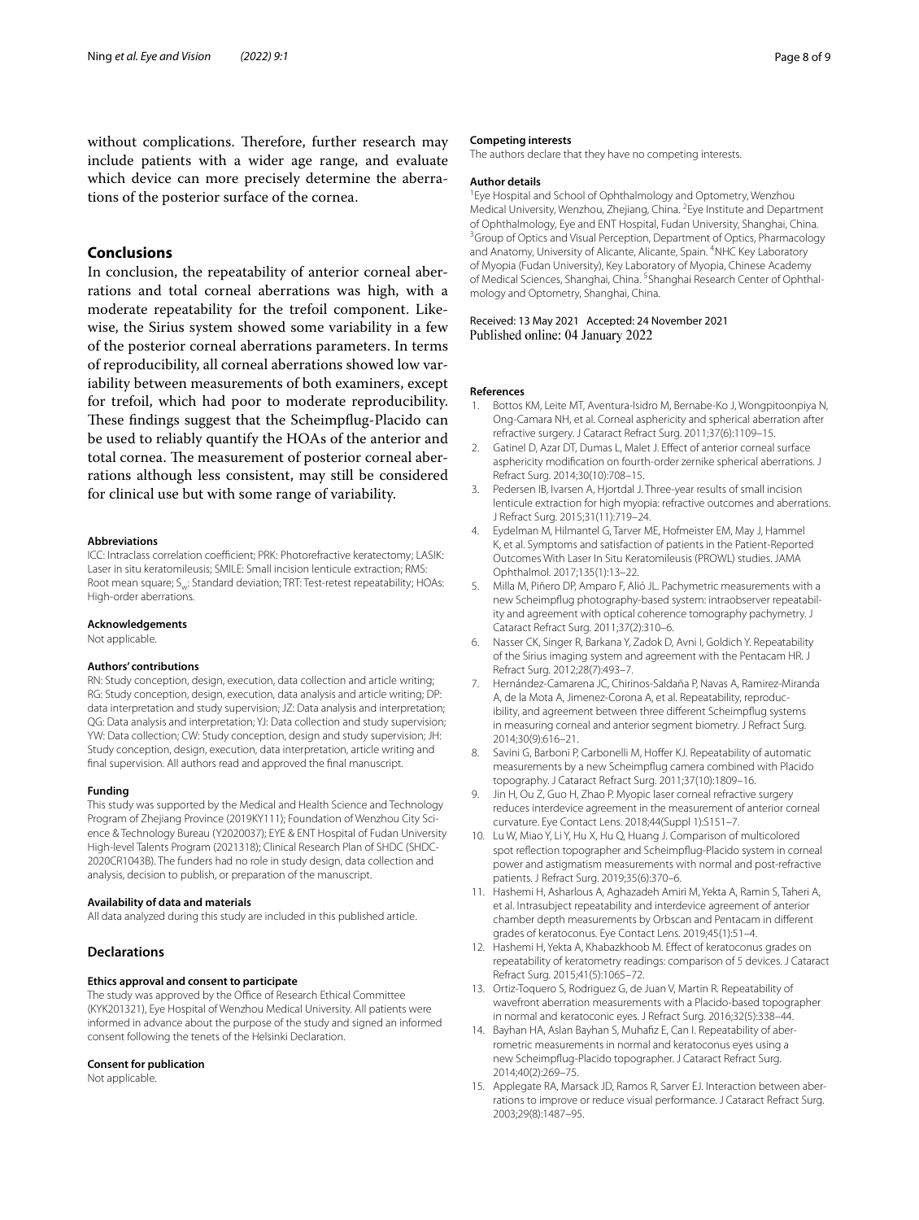without complications. Therefore, further research may include patients with a wider age range, and evaluate which device can more precisely determine the aberrations of the posterior surface of the cornea.

## Conclusions

In conclusion, the repeatability of anterior corneal aberrations and total corneal aberrations was high, with a moderate repeatability for the trefoil component. Likewise, the Sirius system showed some variability in a few of the posterior corneal aberrations parameters. In terms of reproducibility, all corneal aberrations showed low variability between measurements of both examiners, except for trefoil, which had poor to moderate reproducibility. These findings suggest that the Scheimpflug-Placido can be used to reliably quantify the HOAs of the anterior and total cornea. The measurement of posterior corneal aberrations although less consistent, may still be considered for clinical use but with some range of variability.

#### Abbreviations

ICC: Intraclass correlation coefficient; PRK: Photorefractive keratectomy; LASIK: Laser in situ keratomileusis; SMILE: Small incision lenticule extraction; RMS: Root mean square; $S_w$: Standard deviation; TRT: Test-retest repeatability; HOAs: High-order aberrations.

#### Acknowledgements

Not applicable.

#### Authors' contributions

RN: Study conception, design, execution, data collection and article writing; RG: Study conception, design, execution, data analysis and article writing; DP: data interpretation and study supervision; JZ: Data analysis and interpretation; QG: Data analysis and interpretation; YJ: Data collection and study supervision; YW: Data collection; CW: Study conception, design and study supervision; JH: Study conception, design, execution, data interpretation, article writing and final supervision. All authors read and approved the final manuscript.

#### Funding

This study was supported by the Medical and Health Science and Technology Program of Zhejiang Province (2019KY111); Foundation of Wenzhou City Science & Technology Bureau (Y2020037); EYE & ENT Hospital of Fudan University High-level Talents Program (2021318); Clinical Research Plan of SHDC (SHDC-2020CR1043B). The funders had no role in study design, data collection and analysis, decision to publish, or preparation of the manuscript.

#### Availability of data and materials

All data analyzed during this study are included in this published article.

## Declarations

#### Ethics approval and consent to participate

The study was approved by the Office of Research Ethical Committee (KYK201321), Eye Hospital of Wenzhou Medical University. All patients were informed in advance about the purpose of the study and signed an informed consent following the tenets of the Helsinki Declaration.

#### Consent for publication

Not applicable.

#### Competing interests

The authors declare that they have no competing interests.

#### Author details

[1] Eye Hospital and School of Ophthalmology and Optometry, Wenzhou Medical University, Wenzhou, Zhejiang, China. [2] Eye Institute and Department of Ophthalmology, Eye and ENT Hospital, Fudan University, Shanghai, China. [3] Group of Optics and Visual Perception, Department of Optics, Pharmacology and Anatomy, University of Alicante, Alicante, Spain. [4] NHC Key Laboratory of Myopia (Fudan University), Key Laboratory of Myopia, Chinese Academy of Medical Sciences, Shanghai, China. [5] Shanghai Research Center of Ophthalmology and Optometry, Shanghai, China.

Received: 13 May 2021 Accepted: 24 November 2021
Published online: 04 January 2022

#### References

1. Bottos KM, Leite MT, Aventura-Isidro M, Bernabe-Ko J, Wongpitoonpiya N, Ong-Camara NH, et al. Corneal asphericity and spherical aberration after refractive surgery. J Cataract Refract Surg. 2011;37(6):1109–15.
2. Gatinel D, Azar DT, Dumas L, Malet J. Effect of anterior corneal surface asphericity modification on fourth-order zernike spherical aberrations. J Refract Surg. 2014;30(10):708–15.
3. Pedersen IB, Ivarsen A, Hjortdal J. Three-year results of small incision lenticule extraction for high myopia: refractive outcomes and aberrations. J Refract Surg. 2015;31(11):719–24.
4. Eydelman M, Hilmantel G, Tarver ME, Hofmeister EM, May J, Hammel K, et al. Symptoms and satisfaction of patients in the Patient-Reported Outcomes With Laser In Situ Keratomileusis (PROWL) studies. JAMA Ophthalmol. 2017;135(1):13–22.
5. Milla M, Piñero DP, Amparo F, Alió JL. Pachymetric measurements with a new Scheimpflug photography-based system: intraobserver repeatability and agreement with optical coherence tomography pachymetry. J Cataract Refract Surg. 2011;37(2):310–6.
6. Nasser CK, Singer R, Barkana Y, Zadok D, Avni I, Goldich Y. Repeatability of the Sirius imaging system and agreement with the Pentacam HR. J Refract Surg. 2012;28(7):493–7.
7. Hernández-Camarena JC, Chirinos-Saldaña P, Navas A, Ramirez-Miranda A, de la Mota A, Jimenez-Corona A, et al. Repeatability, reproducibility, and agreement between three different Scheimpflug systems in measuring corneal and anterior segment biometry. J Refract Surg. 2014;30(9):616–21.
8. Savini G, Barboni P, Carbonelli M, Hoffer KJ. Repeatability of automatic measurements by a new Scheimpflug camera combined with Placido topography. J Cataract Refract Surg. 2011;37(10):1809–16.
9. Jin H, Ou Z, Guo H, Zhao P. Myopic laser corneal refractive surgery reduces interdevice agreement in the measurement of anterior corneal curvature. Eye Contact Lens. 2018;44(Suppl 1):S151–7.
10. Lu W, Miao Y, Li Y, Hu X, Hu Q, Huang J. Comparison of multicolored spot reflection topographer and Scheimpflug-Placido system in corneal power and astigmatism measurements with normal and post-refractive patients. J Refract Surg. 2019;35(6):370–6.
11. Hashemi H, Asharlous A, Aghazadeh Amiri M, Yekta A, Ramin S, Taheri A, et al. Intrasubject repeatability and interdevice agreement of anterior chamber depth measurements by Orbscan and Pentacam in different grades of keratoconus. Eye Contact Lens. 2019;45(1):51–4.
12. Hashemi H, Yekta A, Khabazkhoob M. Effect of keratoconus grades on repeatability of keratometry readings: comparison of 5 devices. J Cataract Refract Surg. 2015;41(5):1065–72.
13. Ortiz-Toquero S, Rodriguez G, de Juan V, Martin R. Repeatability of wavefront aberration measurements with a Placido-based topographer in normal and keratoconic eyes. J Refract Surg. 2016;32(5):338–44.
14. Bayhan HA, Aslan Bayhan S, Muhafiz E, Can I. Repeatability of aberrometric measurements in normal and keratoconus eyes using a new Scheimpflug-Placido topographer. J Cataract Refract Surg. 2014;40(2):269–75.
15. Applegate RA, Marsack JD, Ramos R, Sarver EJ. Interaction between aberrations to improve or reduce visual performance. J Cataract Refract Surg. 2003;29(8):1487–95.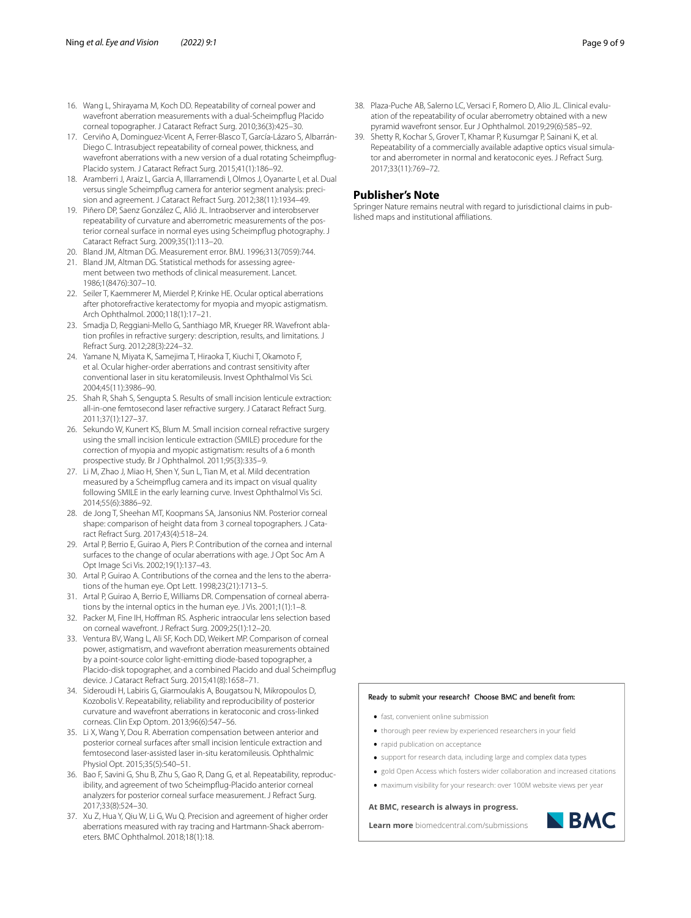16. Wang L, Shirayama M, Koch DD. Repeatability of corneal power and wavefront aberration measurements with a dual-Scheimpflug Placido corneal topographer. J Cataract Refract Surg. 2010;36(3):425–30.
17. Cerviño A, Dominguez-Vicent A, Ferrer-Blasco T, García-Lázaro S, Albarrán-Diego C. Intrasubject repeatability of corneal power, thickness, and wavefront aberrations with a new version of a dual rotating Scheimpflug-Placido system. J Cataract Refract Surg. 2015;41(1):186–92.
18. Aramberri J, Araiz L, Garcia A, Illarramendi I, Olmos J, Oyanarte I, et al. Dual versus single Scheimpflug camera for anterior segment analysis: precision and agreement. J Cataract Refract Surg. 2012;38(11):1934–49.
19. Piñero DP, Saenz González C, Alió JL. Intraobserver and interobserver repeatability of curvature and aberrometric measurements of the posterior corneal surface in normal eyes using Scheimpflug photography. J Cataract Refract Surg. 2009;35(1):113–20.
20. Bland JM, Altman DG. Measurement error. BMJ. 1996;313(7059):744.
21. Bland JM, Altman DG. Statistical methods for assessing agreement between two methods of clinical measurement. Lancet. 1986;1(8476):307–10.
22. Seiler T, Kaemmerer M, Mierdel P, Krinke HE. Ocular optical aberrations after photorefractive keratectomy for myopia and myopic astigmatism. Arch Ophthalmol. 2000;118(1):17–21.
23. Smadja D, Reggiani-Mello G, Santhiago MR, Krueger RR. Wavefront ablation profiles in refractive surgery: description, results, and limitations. J Refract Surg. 2012;28(3):224–32.
24. Yamane N, Miyata K, Samejima T, Hiraoka T, Kiuchi T, Okamoto F, et al. Ocular higher-order aberrations and contrast sensitivity after conventional laser in situ keratomileusis. Invest Ophthalmol Vis Sci. 2004;45(11):3986–90.
25. Shah R, Shah S, Sengupta S. Results of small incision lenticule extraction: all-in-one femtosecond laser refractive surgery. J Cataract Refract Surg. 2011;37(1):127–37.
26. Sekundo W, Kunert KS, Blum M. Small incision corneal refractive surgery using the small incision lenticule extraction (SMILE) procedure for the correction of myopia and myopic astigmatism: results of a 6 month prospective study. Br J Ophthalmol. 2011;95(3):335–9.
27. Li M, Zhao J, Miao H, Shen Y, Sun L, Tian M, et al. Mild decentration measured by a Scheimpflug camera and its impact on visual quality following SMILE in the early learning curve. Invest Ophthalmol Vis Sci. 2014;55(6):3886–92.
28. de Jong T, Sheehan MT, Koopmans SA, Jansonius NM. Posterior corneal shape: comparison of height data from 3 corneal topographers. J Cataract Refract Surg. 2017;43(4):518–24.
29. Artal P, Berrio E, Guirao A, Piers P. Contribution of the cornea and internal surfaces to the change of ocular aberrations with age. J Opt Soc Am A Opt Image Sci Vis. 2002;19(1):137–43.
30. Artal P, Guirao A. Contributions of the cornea and the lens to the aberrations of the human eye. Opt Lett. 1998;23(21):1713–5.
31. Artal P, Guirao A, Berrio E, Williams DR. Compensation of corneal aberrations by the internal optics in the human eye. J Vis. 2001;1(1):1–8.
32. Packer M, Fine IH, Hoffman RS. Aspheric intraocular lens selection based on corneal wavefront. J Refract Surg. 2009;25(1):12–20.
33. Ventura BV, Wang L, Ali SF, Koch DD, Weikert MP. Comparison of corneal power, astigmatism, and wavefront aberration measurements obtained by a point-source color light-emitting diode-based topographer, a Placido-disk topographer, and a combined Placido and dual Scheimpflug device. J Cataract Refract Surg. 2015;41(8):1658–71.
34. Sideroudi H, Labiris G, Giarmoulakis A, Bougatsou N, Mikropoulos D, Kozobolis V. Repeatability, reliability and reproducibility of posterior curvature and wavefront aberrations in keratoconic and cross-linked corneas. Clin Exp Optom. 2013;96(6):547–56.
35. Li X, Wang Y, Dou R. Aberration compensation between anterior and posterior corneal surfaces after small incision lenticule extraction and femtosecond laser-assisted laser in-situ keratomileusis. Ophthalmic Physiol Opt. 2015;35(5):540–51.
36. Bao F, Savini G, Shu B, Zhu S, Gao R, Dang G, et al. Repeatability, reproducibility, and agreement of two Scheimpflug-Placido anterior corneal analyzers for posterior corneal surface measurement. J Refract Surg. 2017;33(8):524–30.
37. Xu Z, Hua Y, Qiu W, Li G, Wu Q. Precision and agreement of higher order aberrations measured with ray tracing and Hartmann-Shack aberrometers. BMC Ophthalmol. 2018;18(1):18.
38. Plaza-Puche AB, Salerno LC, Versaci F, Romero D, Alio JL. Clinical evaluation of the repeatability of ocular aberrometry obtained with a new pyramid wavefront sensor. Eur J Ophthalmol. 2019;29(6):585–92.
39. Shetty R, Kochar S, Grover T, Khamar P, Kusumgar P, Sainani K, et al. Repeatability of a commercially available adaptive optics visual simulator and aberrometer in normal and keratoconic eyes. J Refract Surg. 2017;33(11):769–72.

## Publisher's Note

Springer Nature remains neutral with regard to jurisdictional claims in published maps and institutional affiliations.

Ready to submit your research? Choose BMC and benefit from:

- fast, convenient online submission
- thorough peer review by experienced researchers in your field
- rapid publication on acceptance
- support for research data, including large and complex data types
- gold Open Access which fosters wider collaboration and increased citations
- maximum visibility for your research: over 100M website views per year

**At BMC, research is always in progress.**

**Learn more** biomedcentral.com/submissions

BMC